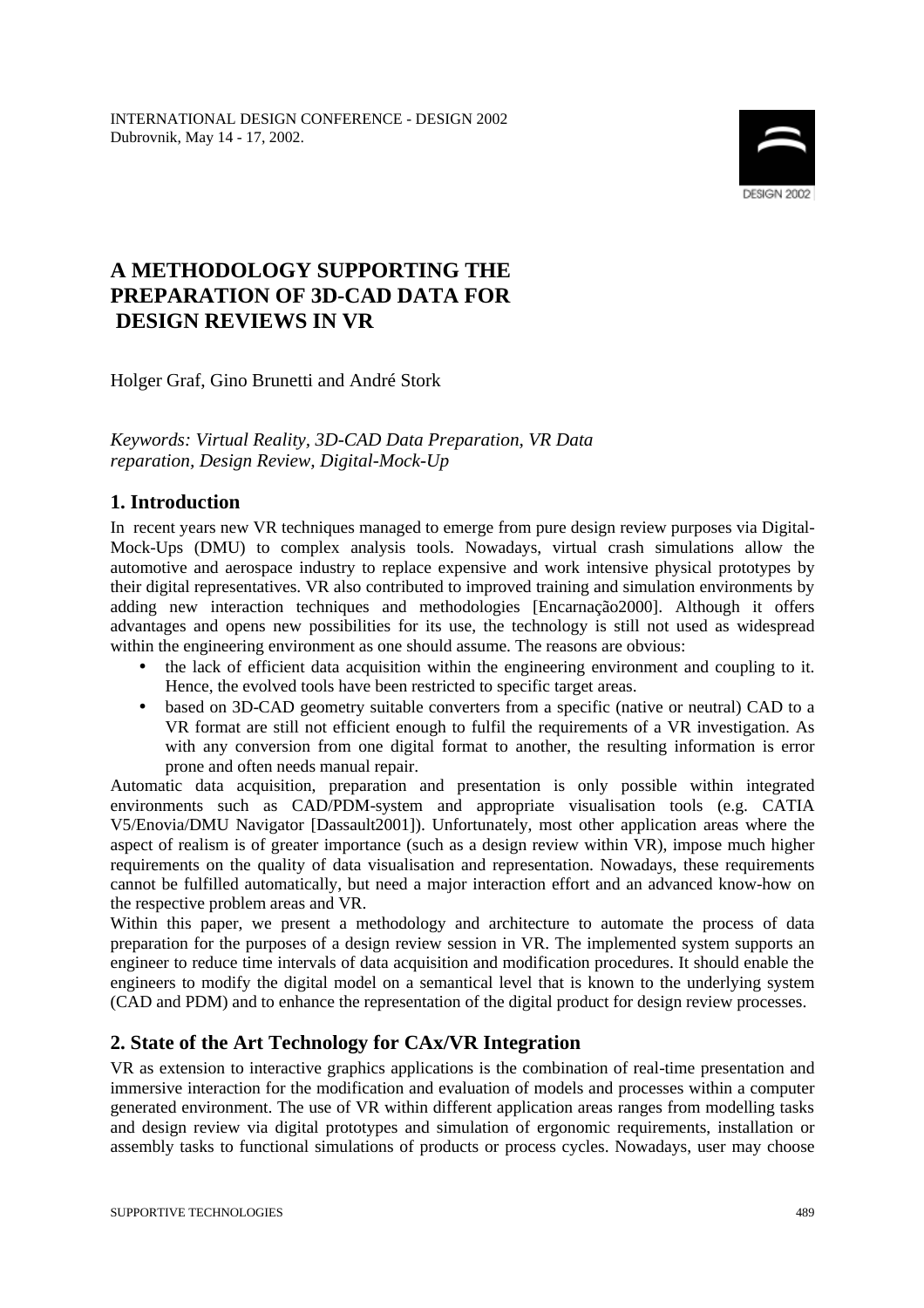INTERNATIONAL DESIGN CONFERENCE - DESIGN 2002
Dubrovnik, May 14 - 17, 2002.

# A METHODOLOGY SUPPORTING THE PREPARATION OF 3D-CAD DATA FOR DESIGN REVIEWS IN VR

Holger Graf, Gino Brunetti and André Stork

*Keywords: Virtual Reality, 3D-CAD Data Preparation, VR Data reparation, Design Review, Digital-Mock-Up*

## 1. Introduction

In recent years new VR techniques managed to emerge from pure design review purposes via Digital-Mock-Ups (DMU) to complex analysis tools. Nowadays, virtual crash simulations allow the automotive and aerospace industry to replace expensive and work intensive physical prototypes by their digital representatives. VR also contributed to improved training and simulation environments by adding new interaction techniques and methodologies [Encarnação2000]. Although it offers advantages and opens new possibilities for its use, the technology is still not used as widespread within the engineering environment as one should assume. The reasons are obvious:

- the lack of efficient data acquisition within the engineering environment and coupling to it. Hence, the evolved tools have been restricted to specific target areas.
- based on 3D-CAD geometry suitable converters from a specific (native or neutral) CAD to a VR format are still not efficient enough to fulfil the requirements of a VR investigation. As with any conversion from one digital format to another, the resulting information is error prone and often needs manual repair.

Automatic data acquisition, preparation and presentation is only possible within integrated environments such as CAD/PDM-system and appropriate visualisation tools (e.g. CATIA V5/Enovia/DMU Navigator [Dassault2001]). Unfortunately, most other application areas where the aspect of realism is of greater importance (such as a design review within VR), impose much higher requirements on the quality of data visualisation and representation. Nowadays, these requirements cannot be fulfilled automatically, but need a major interaction effort and an advanced know-how on the respective problem areas and VR.

Within this paper, we present a methodology and architecture to automate the process of data preparation for the purposes of a design review session in VR. The implemented system supports an engineer to reduce time intervals of data acquisition and modification procedures. It should enable the engineers to modify the digital model on a semantical level that is known to the underlying system (CAD and PDM) and to enhance the representation of the digital product for design review processes.

## 2. State of the Art Technology for CAx/VR Integration

VR as extension to interactive graphics applications is the combination of real-time presentation and immersive interaction for the modification and evaluation of models and processes within a computer generated environment. The use of VR within different application areas ranges from modelling tasks and design review via digital prototypes and simulation of ergonomic requirements, installation or assembly tasks to functional simulations of products or process cycles. Nowadays, user may choose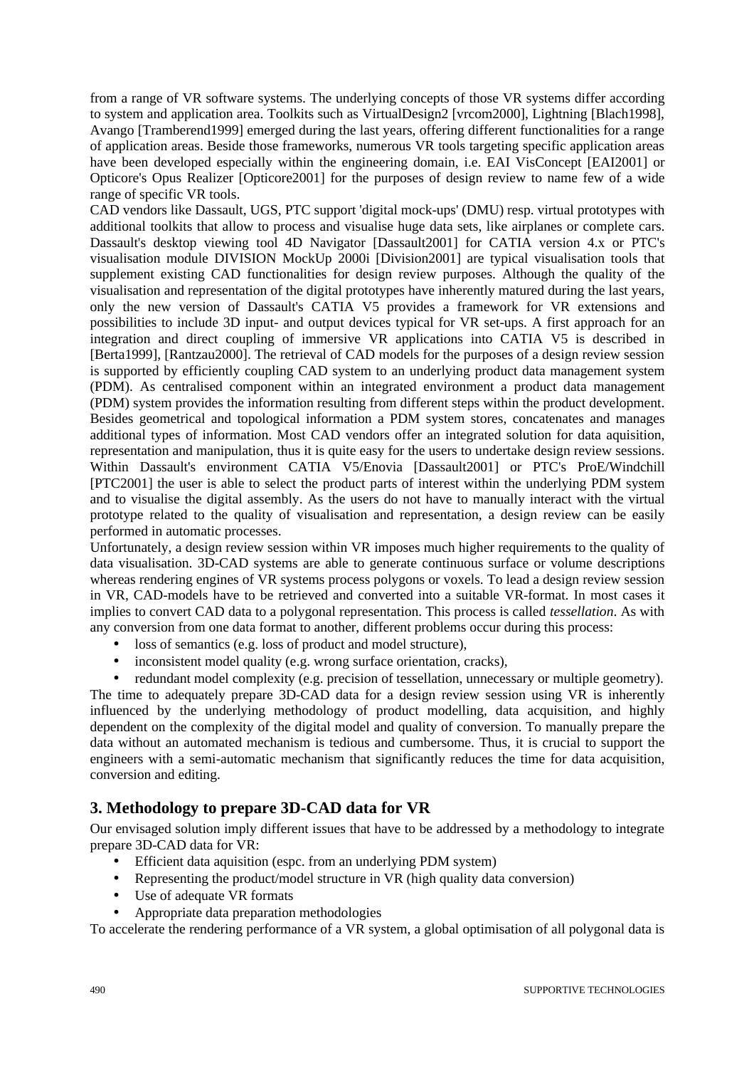from a range of VR software systems. The underlying concepts of those VR systems differ according to system and application area. Toolkits such as VirtualDesign2 [vrcom2000], Lightning [Blach1998], Avango [Tramberend1999] emerged during the last years, offering different functionalities for a range of application areas. Beside those frameworks, numerous VR tools targeting specific application areas have been developed especially within the engineering domain, i.e. EAI VisConcept [EAI2001] or Opticore's Opus Realizer [Opticore2001] for the purposes of design review to name few of a wide range of specific VR tools.

CAD vendors like Dassault, UGS, PTC support 'digital mock-ups' (DMU) resp. virtual prototypes with additional toolkits that allow to process and visualise huge data sets, like airplanes or complete cars. Dassault's desktop viewing tool 4D Navigator [Dassault2001] for CATIA version 4.x or PTC's visualisation module DIVISION MockUp 2000i [Division2001] are typical visualisation tools that supplement existing CAD functionalities for design review purposes. Although the quality of the visualisation and representation of the digital prototypes have inherently matured during the last years, only the new version of Dassault's CATIA V5 provides a framework for VR extensions and possibilities to include 3D input- and output devices typical for VR set-ups. A first approach for an integration and direct coupling of immersive VR applications into CATIA V5 is described in [Berta1999], [Rantzau2000]. The retrieval of CAD models for the purposes of a design review session is supported by efficiently coupling CAD system to an underlying product data management system (PDM). As centralised component within an integrated environment a product data management (PDM) system provides the information resulting from different steps within the product development. Besides geometrical and topological information a PDM system stores, concatenates and manages additional types of information. Most CAD vendors offer an integrated solution for data aquisition, representation and manipulation, thus it is quite easy for the users to undertake design review sessions. Within Dassault's environment CATIA V5/Enovia [Dassault2001] or PTC's ProE/Windchill [PTC2001] the user is able to select the product parts of interest within the underlying PDM system and to visualise the digital assembly. As the users do not have to manually interact with the virtual prototype related to the quality of visualisation and representation, a design review can be easily performed in automatic processes.

Unfortunately, a design review session within VR imposes much higher requirements to the quality of data visualisation. 3D-CAD systems are able to generate continuous surface or volume descriptions whereas rendering engines of VR systems process polygons or voxels. To lead a design review session in VR, CAD-models have to be retrieved and converted into a suitable VR-format. In most cases it implies to convert CAD data to a polygonal representation. This process is called *tessellation*. As with any conversion from one data format to another, different problems occur during this process:

- loss of semantics (e.g. loss of product and model structure),
- inconsistent model quality (e.g. wrong surface orientation, cracks),
- redundant model complexity (e.g. precision of tessellation, unnecessary or multiple geometry).

The time to adequately prepare 3D-CAD data for a design review session using VR is inherently influenced by the underlying methodology of product modelling, data acquisition, and highly dependent on the complexity of the digital model and quality of conversion. To manually prepare the data without an automated mechanism is tedious and cumbersome. Thus, it is crucial to support the engineers with a semi-automatic mechanism that significantly reduces the time for data acquisition, conversion and editing.

## 3. Methodology to prepare 3D-CAD data for VR

Our envisaged solution imply different issues that have to be addressed by a methodology to integrate prepare 3D-CAD data for VR:

- Efficient data aquisition (espc. from an underlying PDM system)
- Representing the product/model structure in VR (high quality data conversion)
- Use of adequate VR formats
- Appropriate data preparation methodologies

To accelerate the rendering performance of a VR system, a global optimisation of all polygonal data is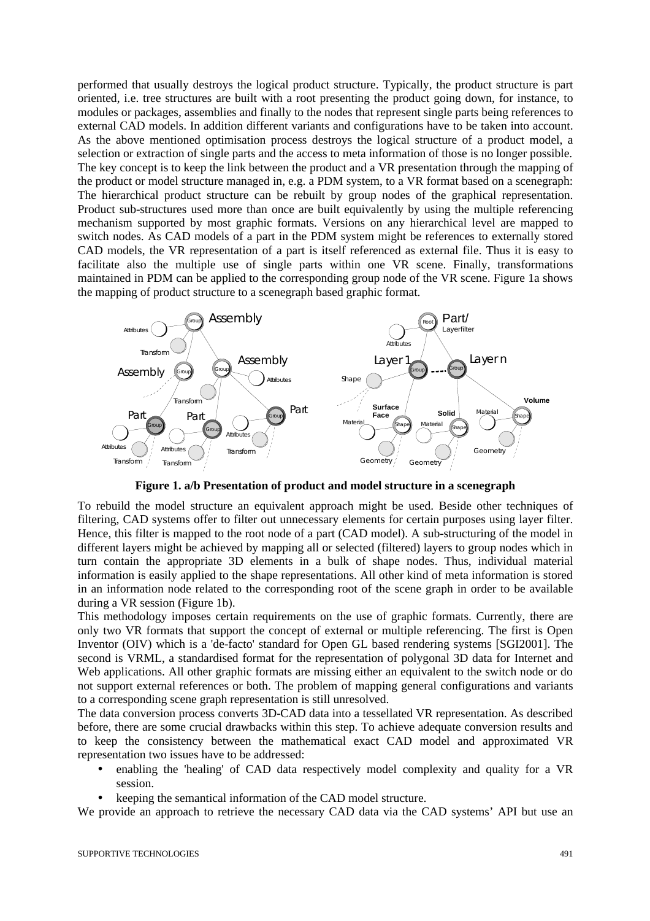performed that usually destroys the logical product structure. Typically, the product structure is part oriented, i.e. tree structures are built with a root presenting the product going down, for instance, to modules or packages, assemblies and finally to the nodes that represent single parts being references to external CAD models. In addition different variants and configurations have to be taken into account. As the above mentioned optimisation process destroys the logical structure of a product model, a selection or extraction of single parts and the access to meta information of those is no longer possible. The key concept is to keep the link between the product and a VR presentation through the mapping of the product or model structure managed in, e.g. a PDM system, to a VR format based on a scenegraph: The hierarchical product structure can be rebuilt by group nodes of the graphical representation. Product sub-structures used more than once are built equivalently by using the multiple referencing mechanism supported by most graphic formats. Versions on any hierarchical level are mapped to switch nodes. As CAD models of a part in the PDM system might be references to externally stored CAD models, the VR representation of a part is itself referenced as external file. Thus it is easy to facilitate also the multiple use of single parts within one VR scene. Finally, transformations maintained in PDM can be applied to the corresponding group node of the VR scene. Figure 1a shows the mapping of product structure to a scenegraph based graphic format.

**Figure 1. a/b Presentation of product and model structure in a scenegraph**

To rebuild the model structure an equivalent approach might be used. Beside other techniques of filtering, CAD systems offer to filter out unnecessary elements for certain purposes using layer filter. Hence, this filter is mapped to the root node of a part (CAD model). A sub-structuring of the model in different layers might be achieved by mapping all or selected (filtered) layers to group nodes which in turn contain the appropriate 3D elements in a bulk of shape nodes. Thus, individual material information is easily applied to the shape representations. All other kind of meta information is stored in an information node related to the corresponding root of the scene graph in order to be available during a VR session (Figure 1b).

This methodology imposes certain requirements on the use of graphic formats. Currently, there are only two VR formats that support the concept of external or multiple referencing. The first is Open Inventor (OIV) which is a 'de-facto' standard for Open GL based rendering systems [SGI2001]. The second is VRML, a standardised format for the representation of polygonal 3D data for Internet and Web applications. All other graphic formats are missing either an equivalent to the switch node or do not support external references or both. The problem of mapping general configurations and variants to a corresponding scene graph representation is still unresolved.

The data conversion process converts 3D-CAD data into a tessellated VR representation. As described before, there are some crucial drawbacks within this step. To achieve adequate conversion results and to keep the consistency between the mathematical exact CAD model and approximated VR representation two issues have to be addressed:

- enabling the 'healing' of CAD data respectively model complexity and quality for a VR session.
- keeping the semantical information of the CAD model structure.

We provide an approach to retrieve the necessary CAD data via the CAD systems' API but use an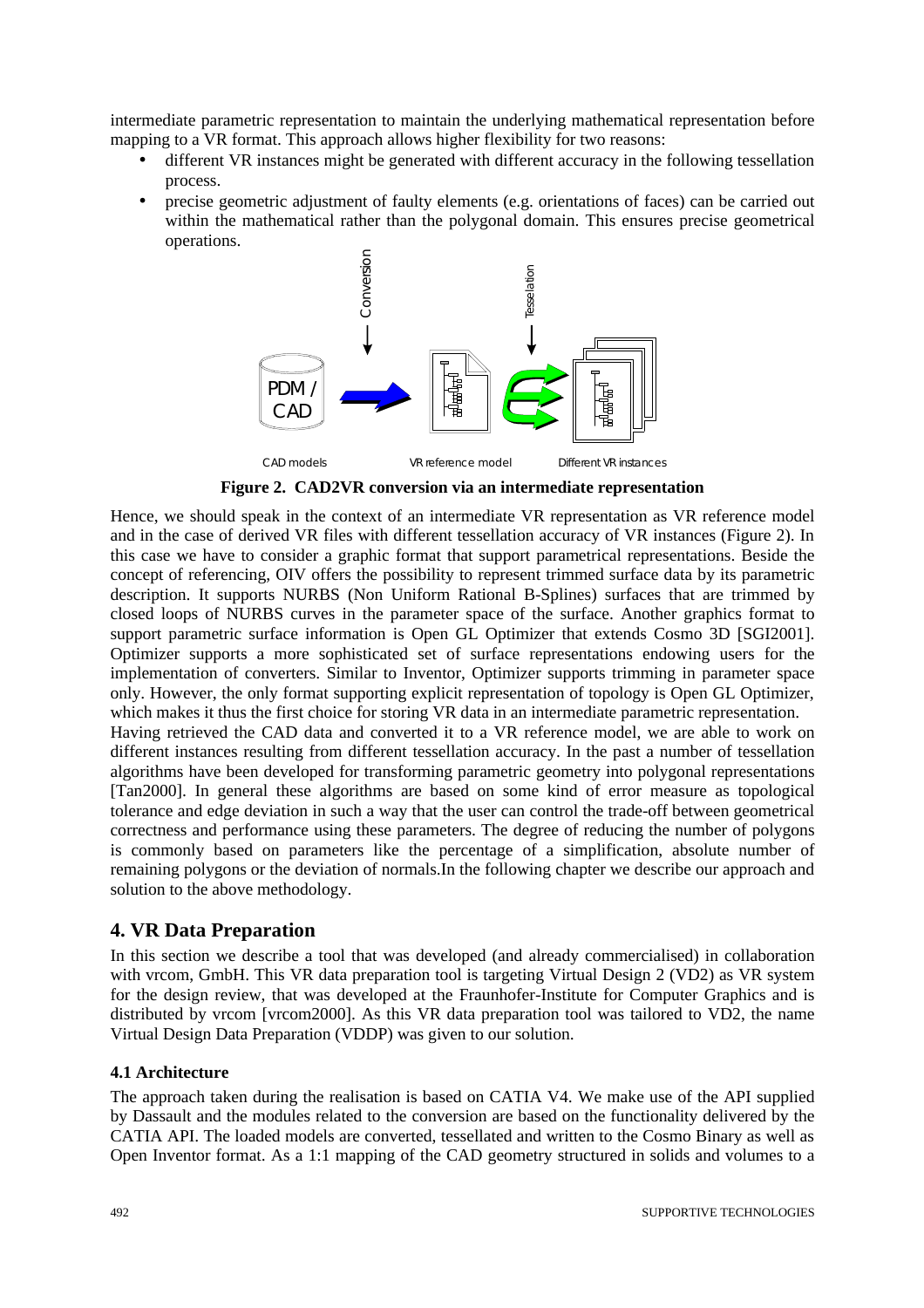intermediate parametric representation to maintain the underlying mathematical representation before mapping to a VR format. This approach allows higher flexibility for two reasons:

- different VR instances might be generated with different accuracy in the following tessellation process.
- precise geometric adjustment of faulty elements (e.g. orientations of faces) can be carried out within the mathematical rather than the polygonal domain. This ensures precise geometrical operations.

**Figure 2. CAD2VR conversion via an intermediate representation**

Hence, we should speak in the context of an intermediate VR representation as VR reference model and in the case of derived VR files with different tessellation accuracy of VR instances (Figure 2). In this case we have to consider a graphic format that support parametrical representations. Beside the concept of referencing, OIV offers the possibility to represent trimmed surface data by its parametric description. It supports NURBS (Non Uniform Rational B-Splines) surfaces that are trimmed by closed loops of NURBS curves in the parameter space of the surface. Another graphics format to support parametric surface information is Open GL Optimizer that extends Cosmo 3D [SGI2001]. Optimizer supports a more sophisticated set of surface representations endowing users for the implementation of converters. Similar to Inventor, Optimizer supports trimming in parameter space only. However, the only format supporting explicit representation of topology is Open GL Optimizer, which makes it thus the first choice for storing VR data in an intermediate parametric representation.

Having retrieved the CAD data and converted it to a VR reference model, we are able to work on different instances resulting from different tessellation accuracy. In the past a number of tessellation algorithms have been developed for transforming parametric geometry into polygonal representations [Tan2000]. In general these algorithms are based on some kind of error measure as topological tolerance and edge deviation in such a way that the user can control the trade-off between geometrical correctness and performance using these parameters. The degree of reducing the number of polygons is commonly based on parameters like the percentage of a simplification, absolute number of remaining polygons or the deviation of normals.In the following chapter we describe our approach and solution to the above methodology.

## 4. VR Data Preparation

In this section we describe a tool that was developed (and already commercialised) in collaboration with vrcom, GmbH. This VR data preparation tool is targeting Virtual Design 2 (VD2) as VR system for the design review, that was developed at the Fraunhofer-Institute for Computer Graphics and is distributed by vrcom [vrcom2000]. As this VR data preparation tool was tailored to VD2, the name Virtual Design Data Preparation (VDDP) was given to our solution.

### 4.1 Architecture

The approach taken during the realisation is based on CATIA V4. We make use of the API supplied by Dassault and the modules related to the conversion are based on the functionality delivered by the CATIA API. The loaded models are converted, tessellated and written to the Cosmo Binary as well as Open Inventor format. As a 1:1 mapping of the CAD geometry structured in solids and volumes to a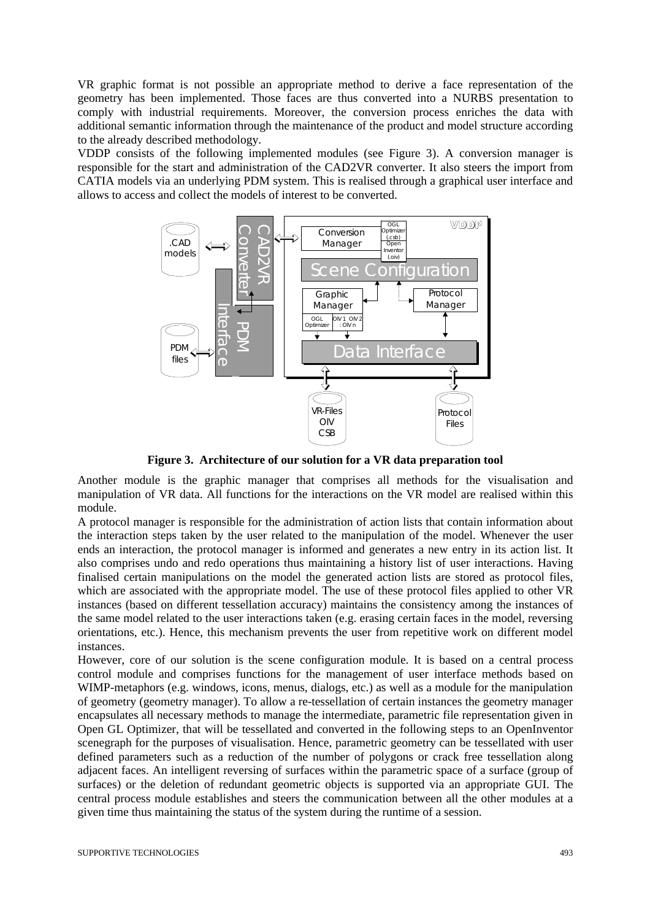VR graphic format is not possible an appropriate method to derive a face representation of the geometry has been implemented. Those faces are thus converted into a NURBS presentation to comply with industrial requirements. Moreover, the conversion process enriches the data with additional semantic information through the maintenance of the product and model structure according to the already described methodology.

VDDP consists of the following implemented modules (see Figure 3). A conversion manager is responsible for the start and administration of the CAD2VR converter. It also steers the import from CATIA models via an underlying PDM system. This is realised through a graphical user interface and allows to access and collect the models of interest to be converted.

**Figure 3. Architecture of our solution for a VR data preparation tool**

Another module is the graphic manager that comprises all methods for the visualisation and manipulation of VR data. All functions for the interactions on the VR model are realised within this module.

A protocol manager is responsible for the administration of action lists that contain information about the interaction steps taken by the user related to the manipulation of the model. Whenever the user ends an interaction, the protocol manager is informed and generates a new entry in its action list. It also comprises undo and redo operations thus maintaining a history list of user interactions. Having finalised certain manipulations on the model the generated action lists are stored as protocol files, which are associated with the appropriate model. The use of these protocol files applied to other VR instances (based on different tessellation accuracy) maintains the consistency among the instances of the same model related to the user interactions taken (e.g. erasing certain faces in the model, reversing orientations, etc.). Hence, this mechanism prevents the user from repetitive work on different model instances.

However, core of our solution is the scene configuration module. It is based on a central process control module and comprises functions for the management of user interface methods based on WIMP-metaphors (e.g. windows, icons, menus, dialogs, etc.) as well as a module for the manipulation of geometry (geometry manager). To allow a re-tessellation of certain instances the geometry manager encapsulates all necessary methods to manage the intermediate, parametric file representation given in Open GL Optimizer, that will be tessellated and converted in the following steps to an OpenInventor scenegraph for the purposes of visualisation. Hence, parametric geometry can be tessellated with user defined parameters such as a reduction of the number of polygons or crack free tessellation along adjacent faces. An intelligent reversing of surfaces within the parametric space of a surface (group of surfaces) or the deletion of redundant geometric objects is supported via an appropriate GUI. The central process module establishes and steers the communication between all the other modules at a given time thus maintaining the status of the system during the runtime of a session.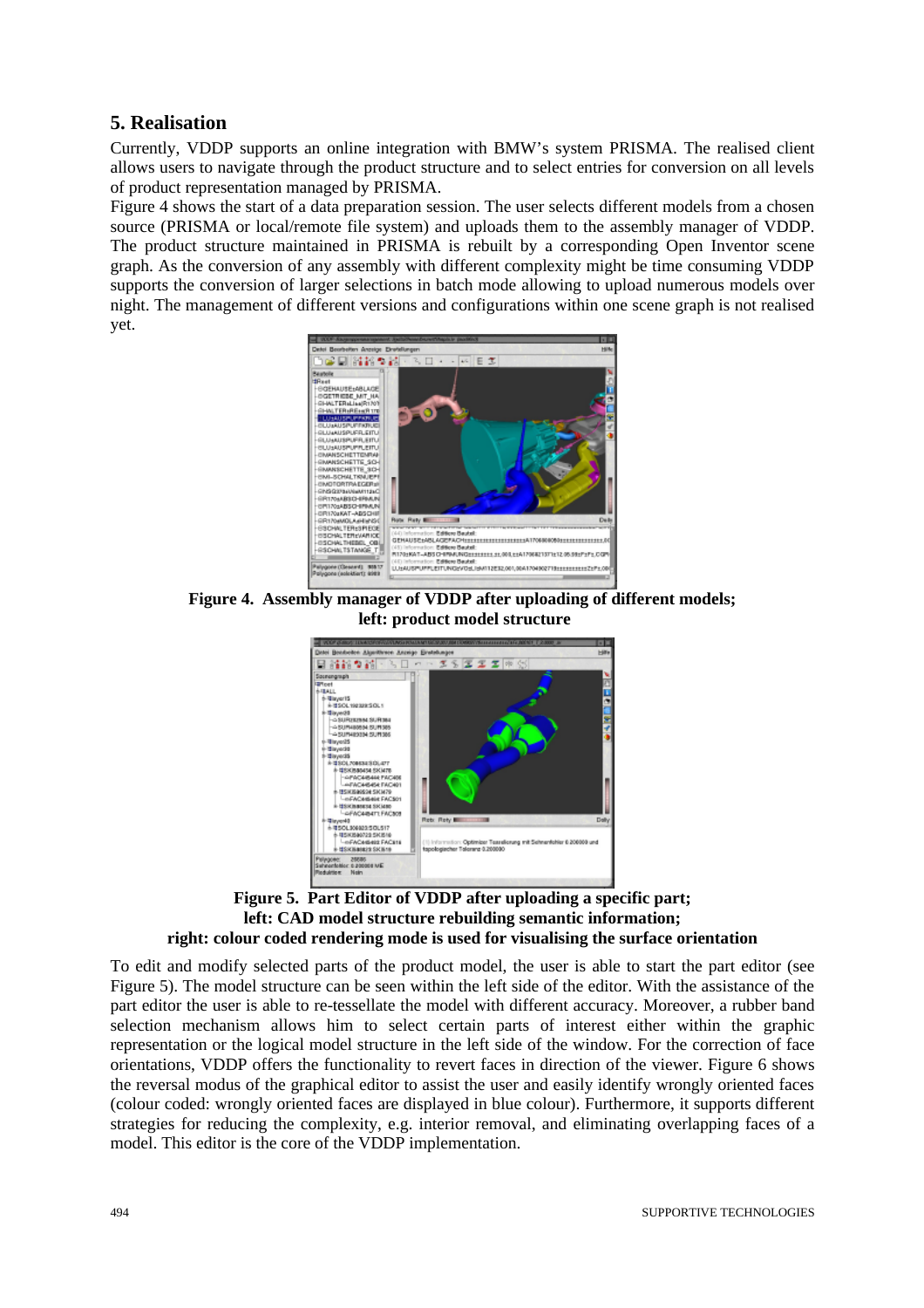## 5. Realisation

Currently, VDDP supports an online integration with BMW's system PRISMA. The realised client allows users to navigate through the product structure and to select entries for conversion on all levels of product representation managed by PRISMA.

Figure 4 shows the start of a data preparation session. The user selects different models from a chosen source (PRISMA or local/remote file system) and uploads them to the assembly manager of VDDP. The product structure maintained in PRISMA is rebuilt by a corresponding Open Inventor scene graph. As the conversion of any assembly with different complexity might be time consuming VDDP supports the conversion of larger selections in batch mode allowing to upload numerous models over night. The management of different versions and configurations within one scene graph is not realised yet.

**Figure 4. Assembly manager of VDDP after uploading of different models; left: product model structure**

**Figure 5. Part Editor of VDDP after uploading a specific part; left: CAD model structure rebuilding semantic information; right: colour coded rendering mode is used for visualising the surface orientation**

To edit and modify selected parts of the product model, the user is able to start the part editor (see Figure 5). The model structure can be seen within the left side of the editor. With the assistance of the part editor the user is able to re-tessellate the model with different accuracy. Moreover, a rubber band selection mechanism allows him to select certain parts of interest either within the graphic representation or the logical model structure in the left side of the window. For the correction of face orientations, VDDP offers the functionality to revert faces in direction of the viewer. Figure 6 shows the reversal modus of the graphical editor to assist the user and easily identify wrongly oriented faces (colour coded: wrongly oriented faces are displayed in blue colour). Furthermore, it supports different strategies for reducing the complexity, e.g. interior removal, and eliminating overlapping faces of a model. This editor is the core of the VDDP implementation.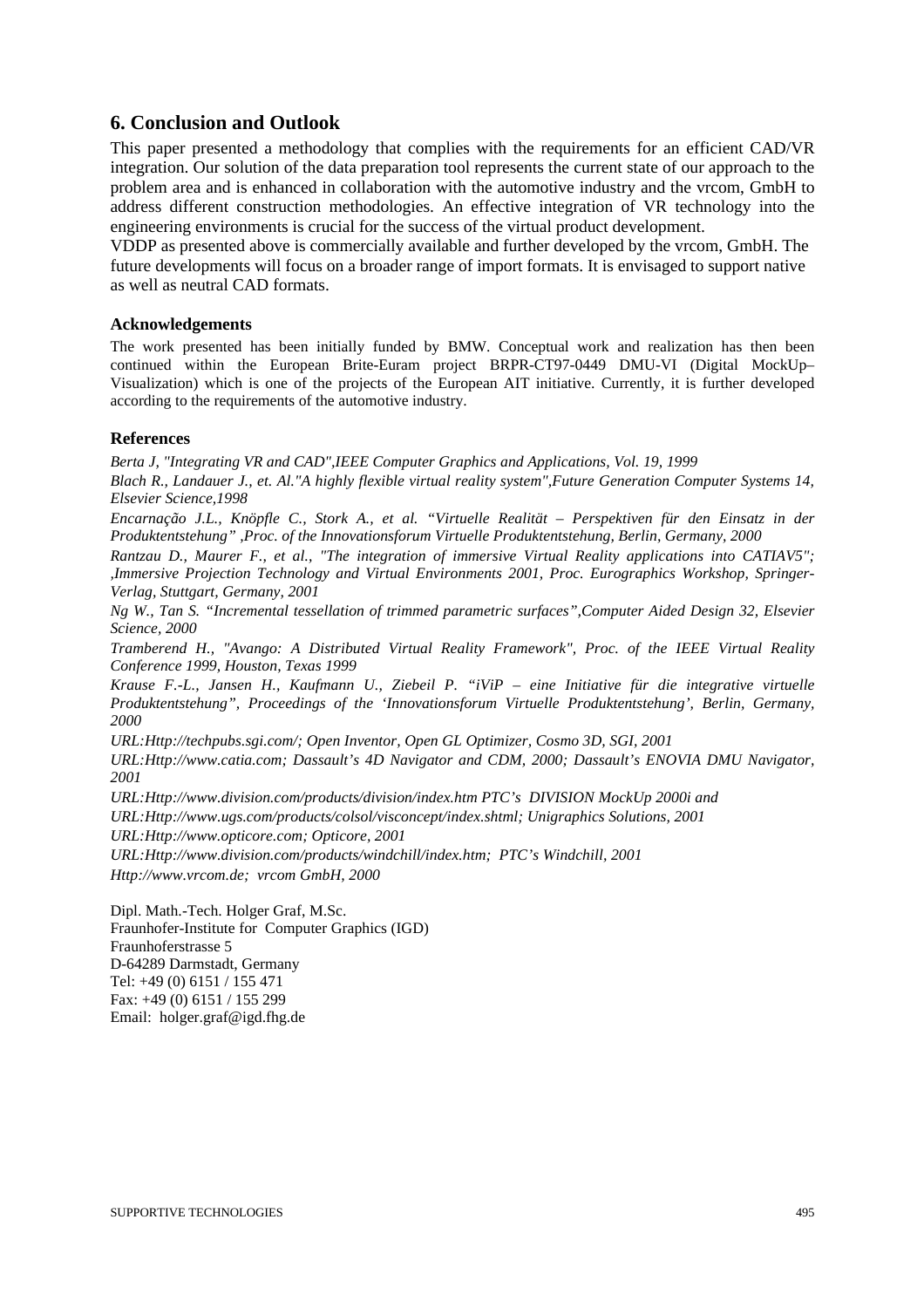## 6. Conclusion and Outlook

This paper presented a methodology that complies with the requirements for an efficient CAD/VR integration. Our solution of the data preparation tool represents the current state of our approach to the problem area and is enhanced in collaboration with the automotive industry and the vrcom, GmbH to address different construction methodologies. An effective integration of VR technology into the engineering environments is crucial for the success of the virtual product development.

VDDP as presented above is commercially available and further developed by the vrcom, GmbH. The future developments will focus on a broader range of import formats. It is envisaged to support native as well as neutral CAD formats.

### Acknowledgements

The work presented has been initially funded by BMW. Conceptual work and realization has then been continued within the European Brite-Euram project BRPR-CT97-0449 DMU-VI (Digital MockUp–Visualization) which is one of the projects of the European AIT initiative. Currently, it is further developed according to the requirements of the automotive industry.

### References

*Berta J, "Integrating VR and CAD",IEEE Computer Graphics and Applications, Vol. 19, 1999*

*Blach R., Landauer J., et. Al."A highly flexible virtual reality system",Future Generation Computer Systems 14, Elsevier Science,1998*

*Encarnação J.L., Knöpfle C., Stork A., et al. "Virtuelle Realität – Perspektiven für den Einsatz in der Produktentstehung" ,Proc. of the Innovationsforum Virtuelle Produktentstehung, Berlin, Germany, 2000*

*Rantzau D., Maurer F., et al., "The integration of immersive Virtual Reality applications into CATIAV5"; ,Immersive Projection Technology and Virtual Environments 2001, Proc. Eurographics Workshop, Springer-Verlag, Stuttgart, Germany, 2001*

*Ng W., Tan S. "Incremental tessellation of trimmed parametric surfaces",Computer Aided Design 32, Elsevier Science, 2000*

*Tramberend H., "Avango: A Distributed Virtual Reality Framework", Proc. of the IEEE Virtual Reality Conference 1999, Houston, Texas 1999*

*Krause F.-L., Jansen H., Kaufmann U., Ziebeil P. "iViP – eine Initiative für die integrative virtuelle Produktentstehung", Proceedings of the 'Innovationsforum Virtuelle Produktentstehung', Berlin, Germany, 2000*

*URL:Http://techpubs.sgi.com/; Open Inventor, Open GL Optimizer, Cosmo 3D, SGI, 2001*

*URL:Http://www.catia.com; Dassault's 4D Navigator and CDM, 2000; Dassault's ENOVIA DMU Navigator, 2001*

*URL:Http://www.division.com/products/division/index.htm PTC's DIVISION MockUp 2000i and*

*URL:Http://www.ugs.com/products/colsol/visconcept/index.shtml; Unigraphics Solutions, 2001*

*URL:Http://www.opticore.com; Opticore, 2001*

*URL:Http://www.division.com/products/windchill/index.htm; PTC's Windchill, 2001*

*Http://www.vrcom.de; vrcom GmbH, 2000*

Dipl. Math.-Tech. Holger Graf, M.Sc.
Fraunhofer-Institute for Computer Graphics (IGD)
Fraunhoferstrasse 5
D-64289 Darmstadt, Germany
Tel: +49 (0) 6151 / 155 471
Fax: +49 (0) 6151 / 155 299
Email: holger.graf@igd.fhg.de